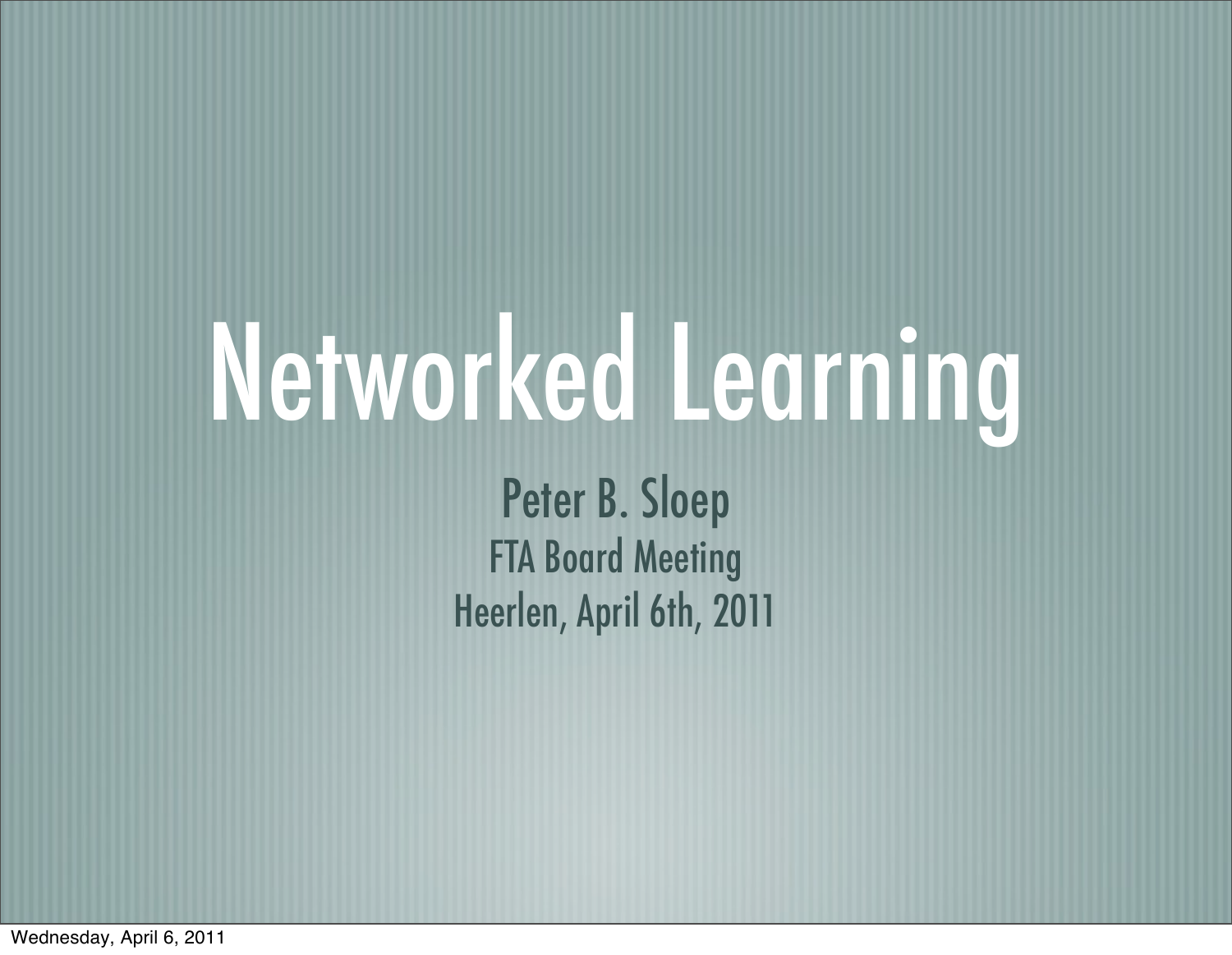# Networked Learning

Peter B. Sloep

FTA Board Meeting

Heerlen, April 6th, 2011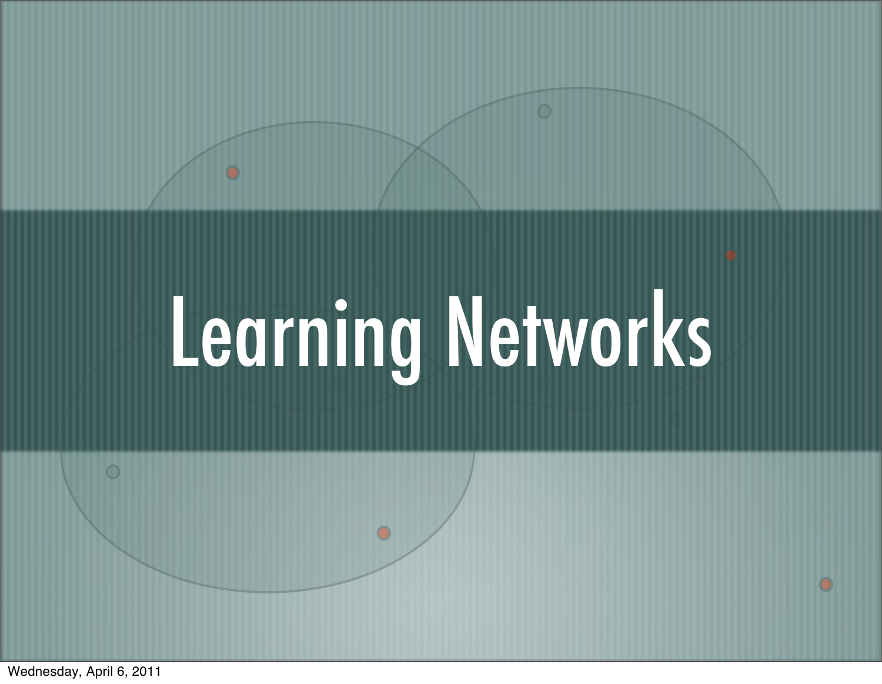# Learning Networks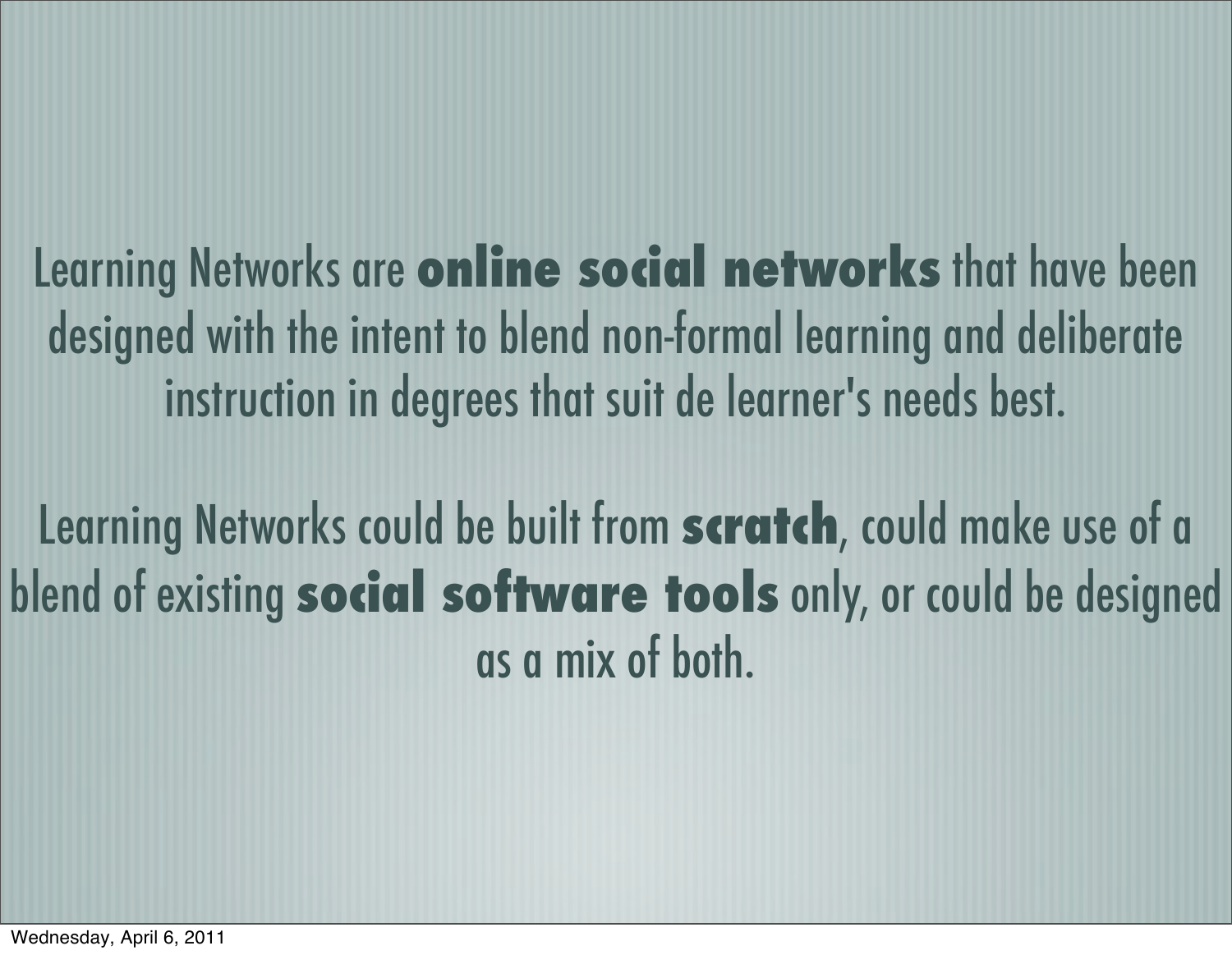Learning Networks are **online social networks** that have been designed with the intent to blend non-formal learning and deliberate instruction in degrees that suit de learner's needs best.

Learning Networks could be built from **scratch**, could make use of a blend of existing **social software tools** only, or could be designed as a mix of both.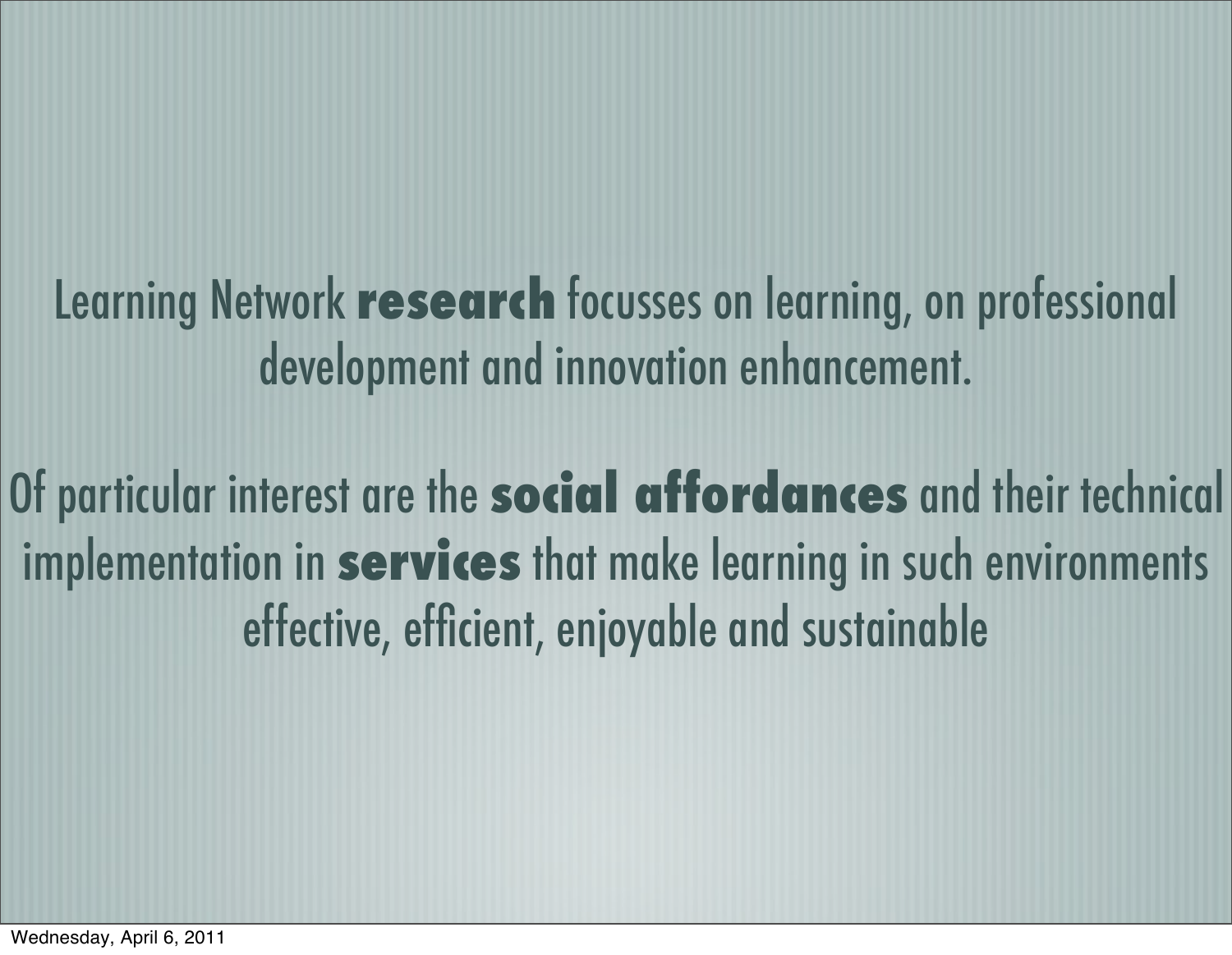Learning Network **research** focusses on learning, on professional development and innovation enhancement.

Of particular interest are the **social affordances** and their technical implementation in **services** that make learning in such environments effective, efficient, enjoyable and sustainable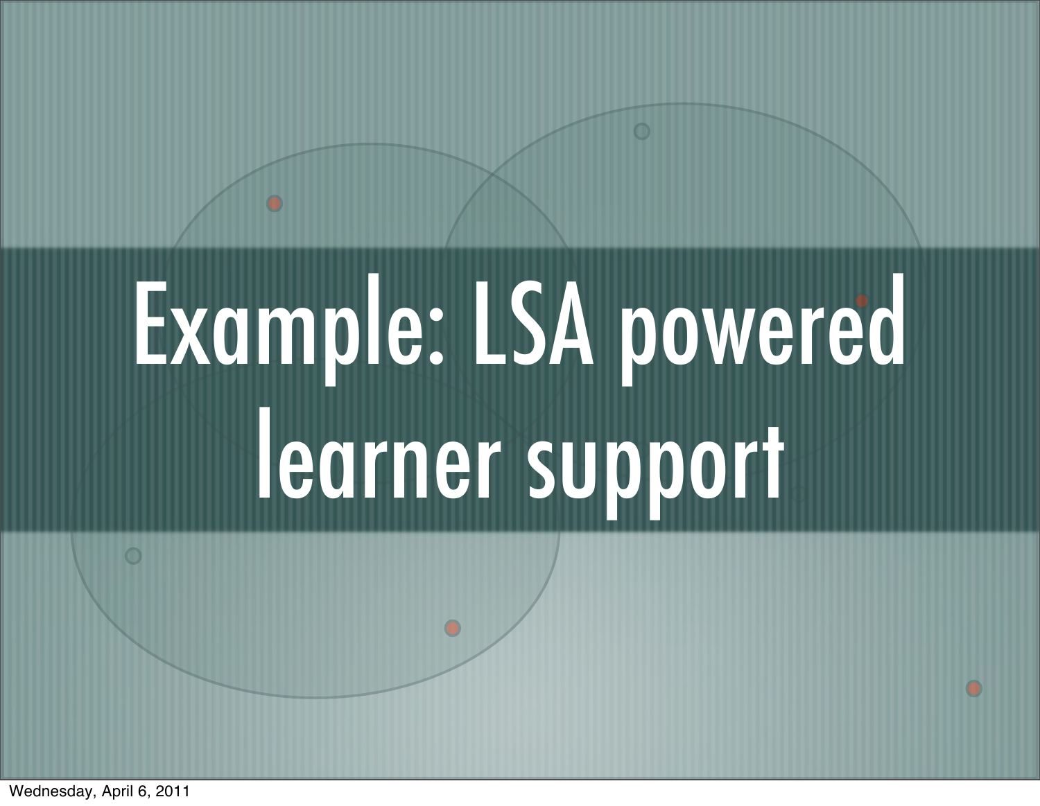# Example: LSA powered learner support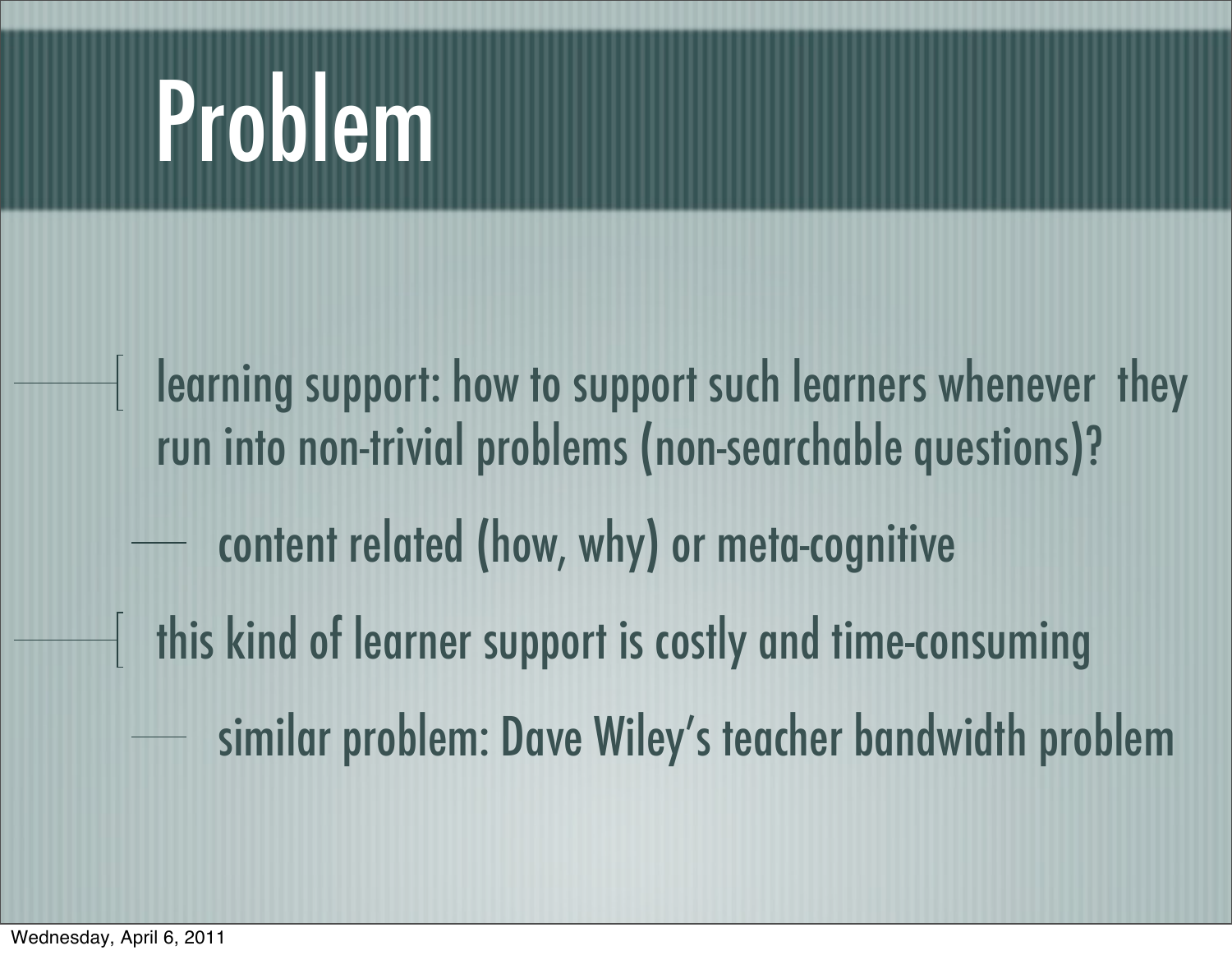# Problem

- learning support: how to support such learners whenever they run into non-trivial problems (non-searchable questions)?
  - content related (how, why) or meta-cognitive
- this kind of learner support is costly and time-consuming
  - similar problem: Dave Wiley’s teacher bandwidth problem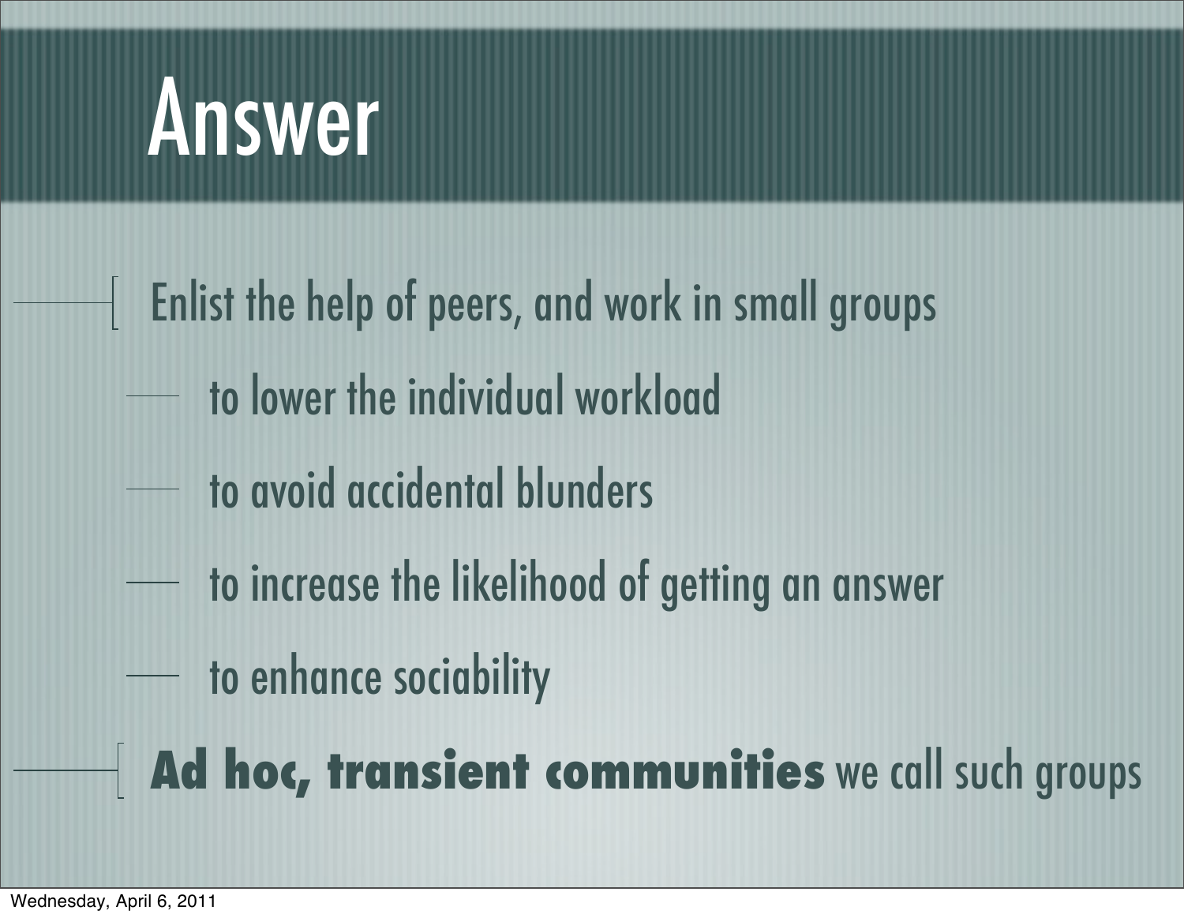# Answer

- Enlist the help of peers, and work in small groups
  - to lower the individual workload
  - to avoid accidental blunders
  - to increase the likelihood of getting an answer
  - to enhance sociability
- **Ad hoc, transient communities** we call such groups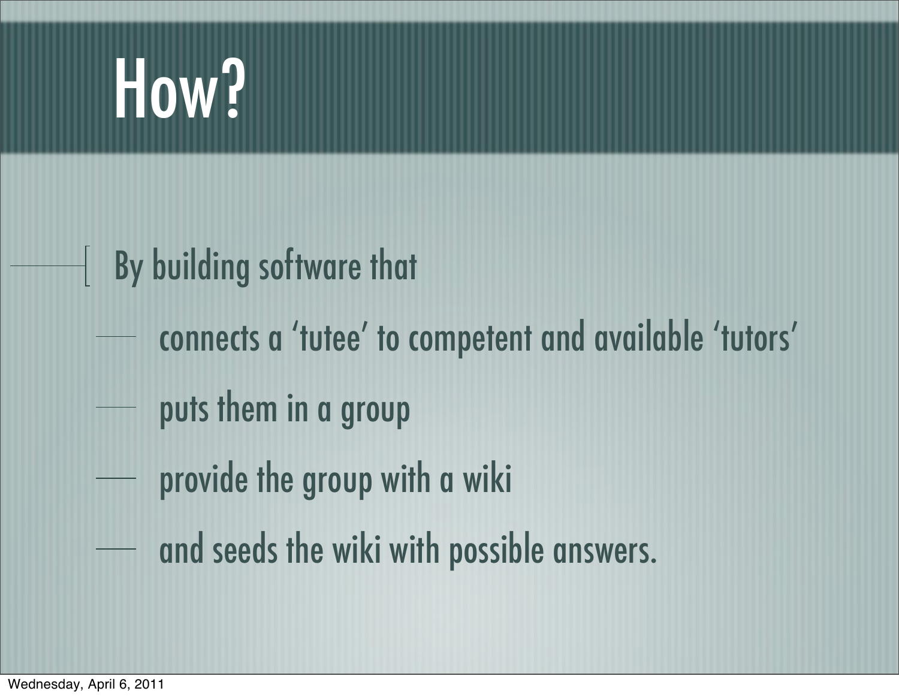# How?

- By building software that
  - connects a 'tutee' to competent and available 'tutors'
  - puts them in a group
  - provide the group with a wiki
  - and seeds the wiki with possible answers.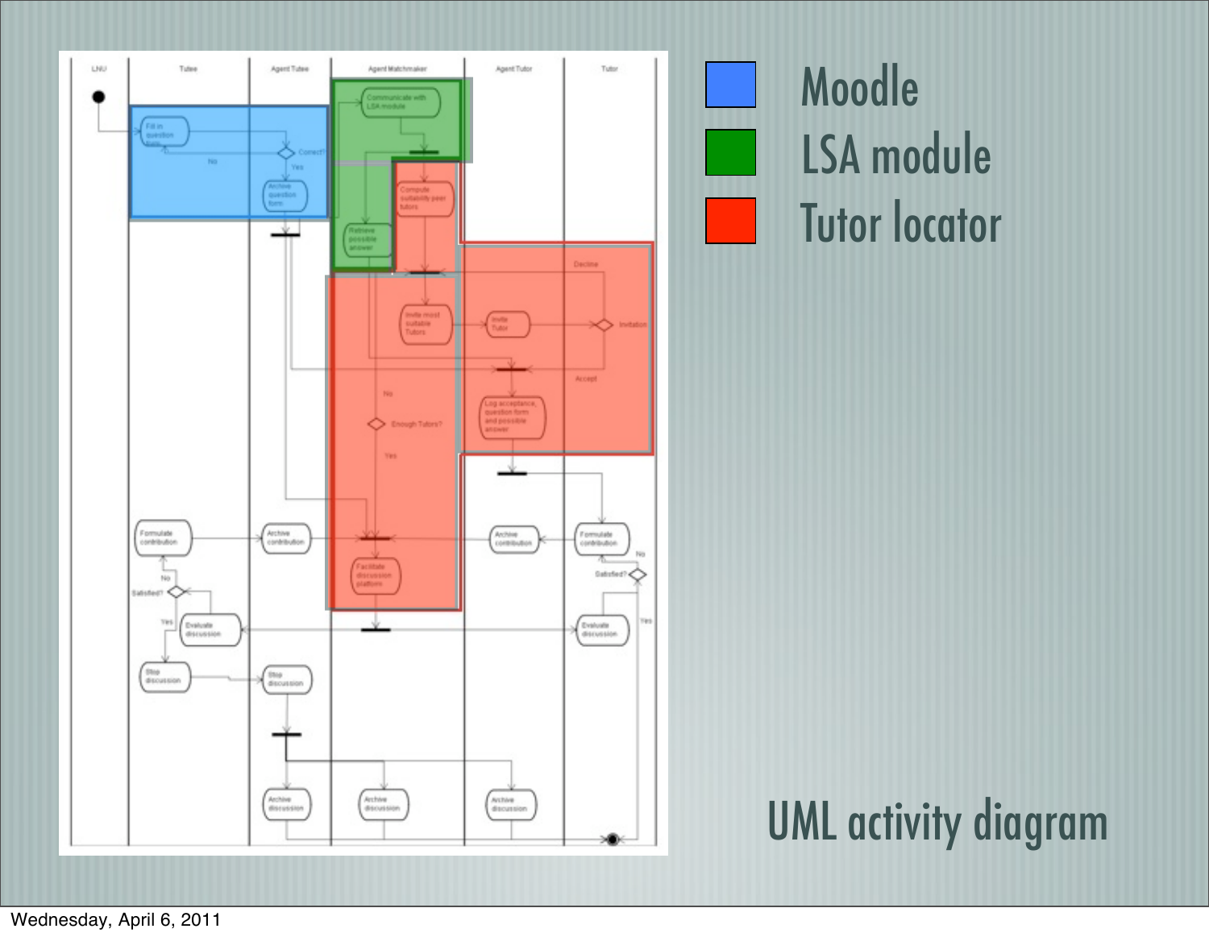Moodle

LSA module

Tutor locator

UML activity diagram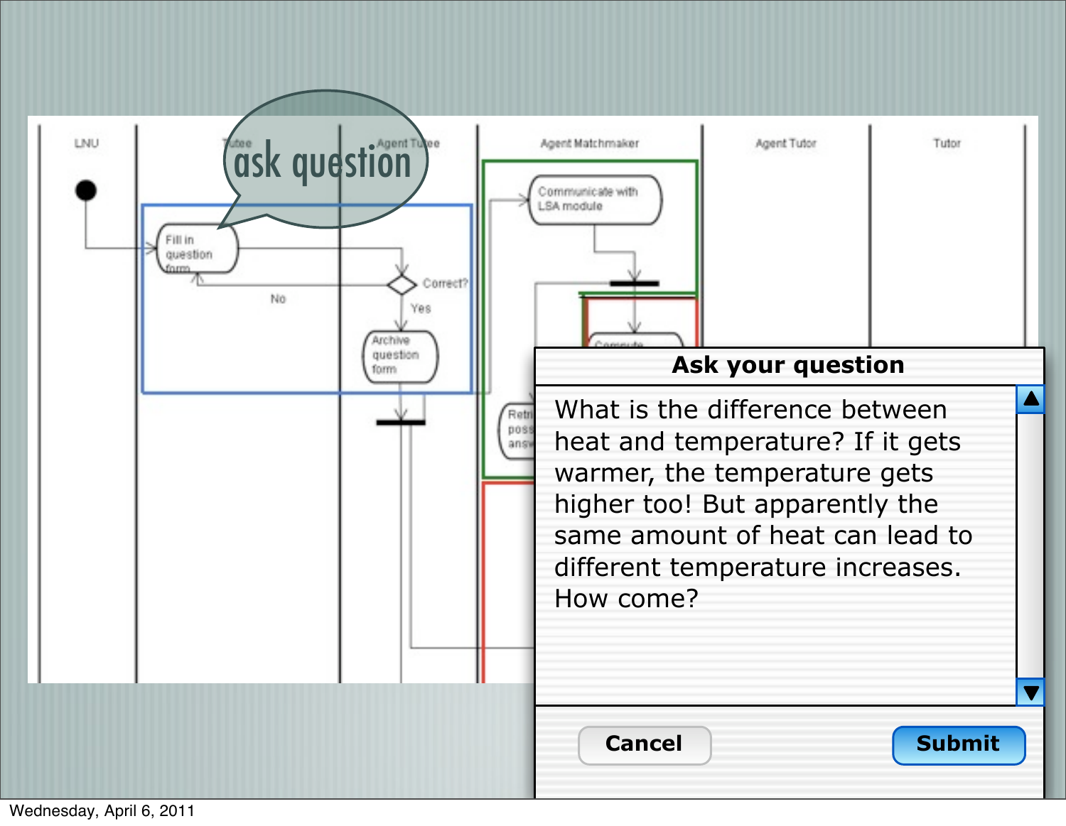ask question

## Ask your question

What is the difference between heat and temperature? If it gets warmer, the temperature gets higher too! But apparently the same amount of heat can lead to different temperature increases. How come?

Cancel | Submit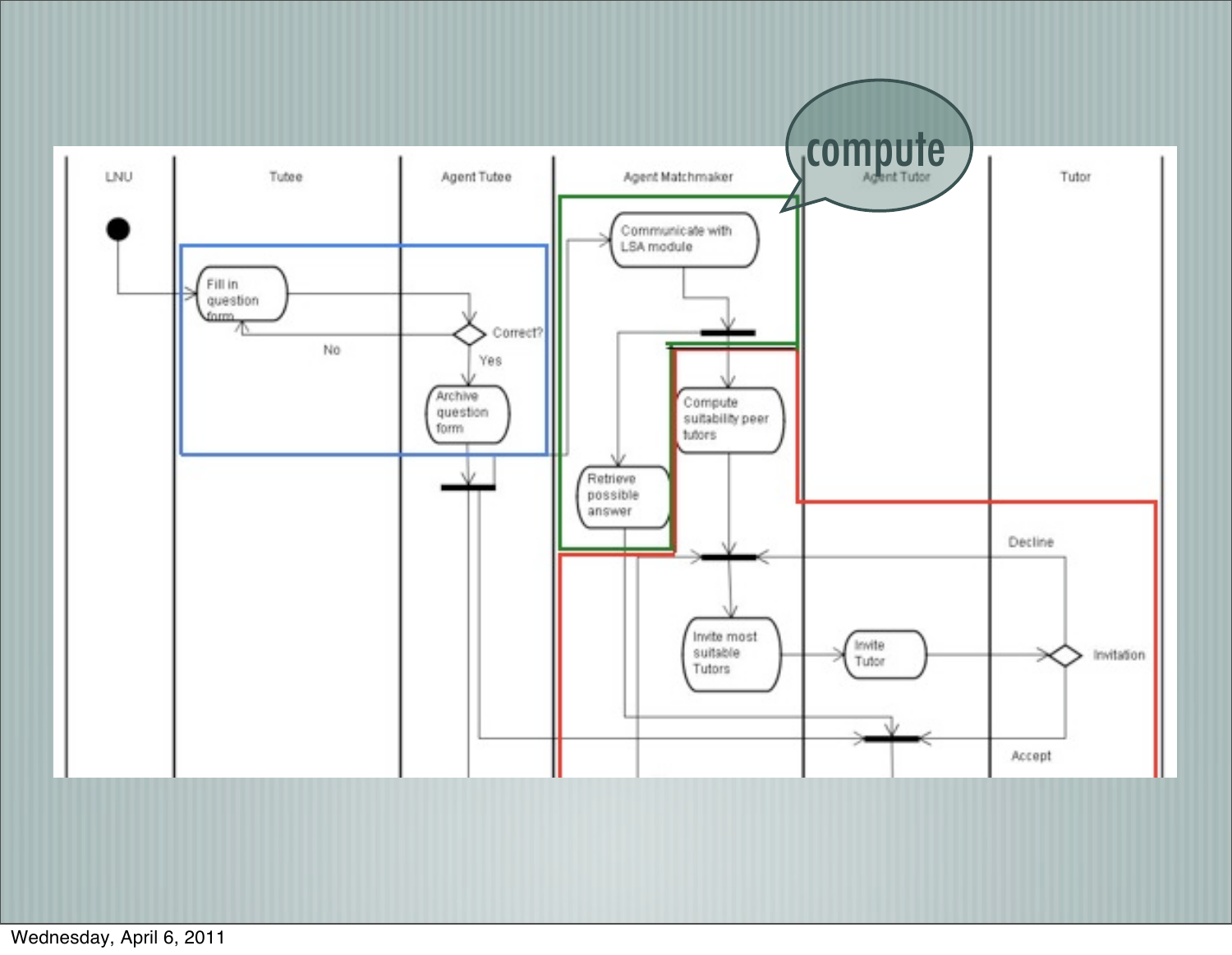compute

LNU | Tutee | Agent Tutee | Agent Matchmaker | Agent Tutor | Tutor

Fill in question form

Correct?

No

Yes

Archive question form

Communicate with LSA module

Retrieve possible answer

Compute suitability peer tutors

Invite most suitable Tutors

Invite Tutor

Invitation

Decline

Accept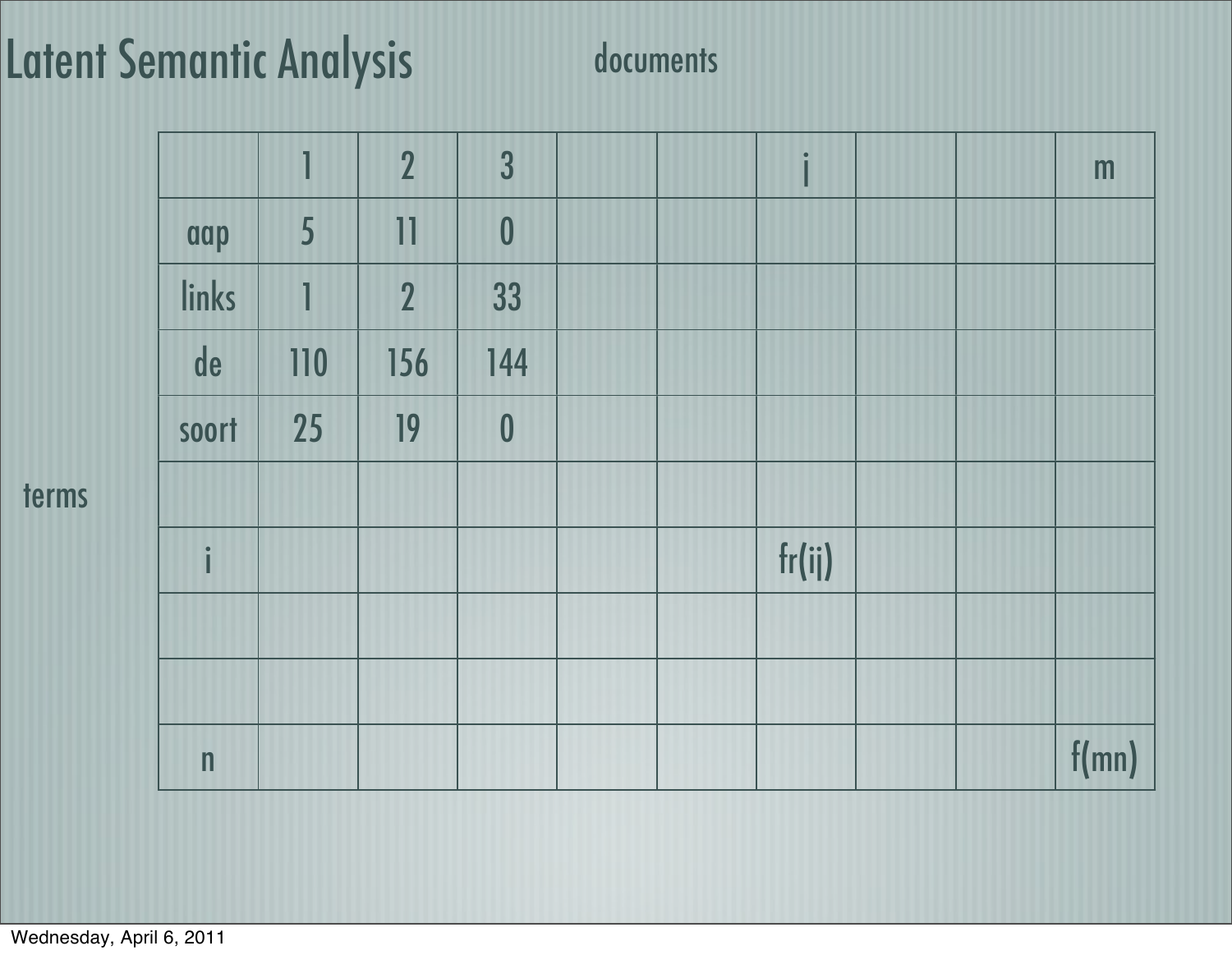# Latent Semantic Analysis

documents

terms

| | 1 | 2 | 3 | | | j | | | m |
|---|---|---|---|---|---|---|---|---|---|
| aap | 5 | 11 | 0 | | | | | | |
| links | 1 | 2 | 33 | | | | | | |
| de | 110 | 156 | 144 | | | | | | |
| soort | 25 | 19 | 0 | | | | | | |
| | | | | | | | | | |
| i | | | | | | fr(ij) | | | |
| | | | | | | | | | |
| | | | | | | | | | |
| n | | | | | | | | | f(mn) |

Wednesday, April 6, 2011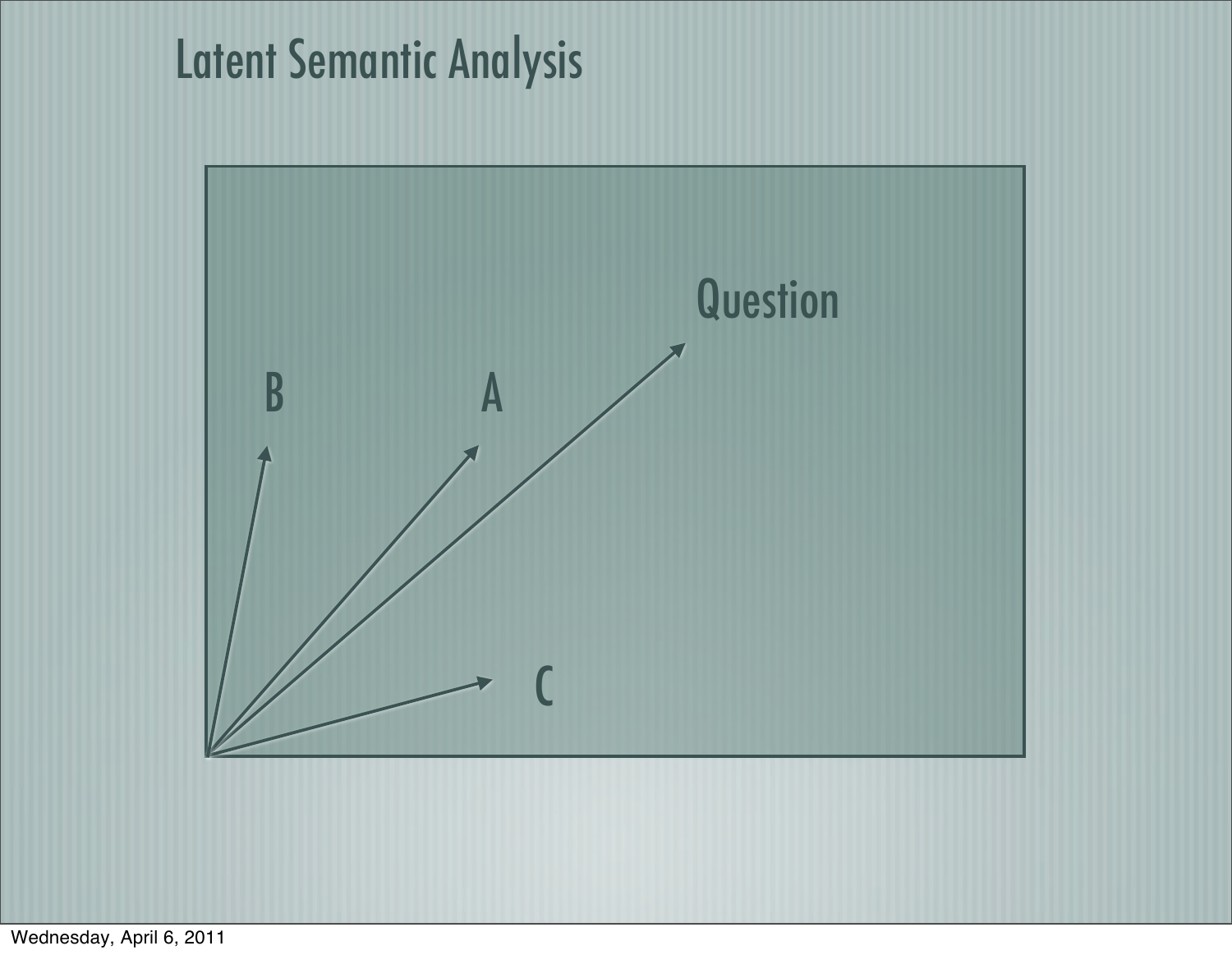# Latent Semantic Analysis

Question

B

A

C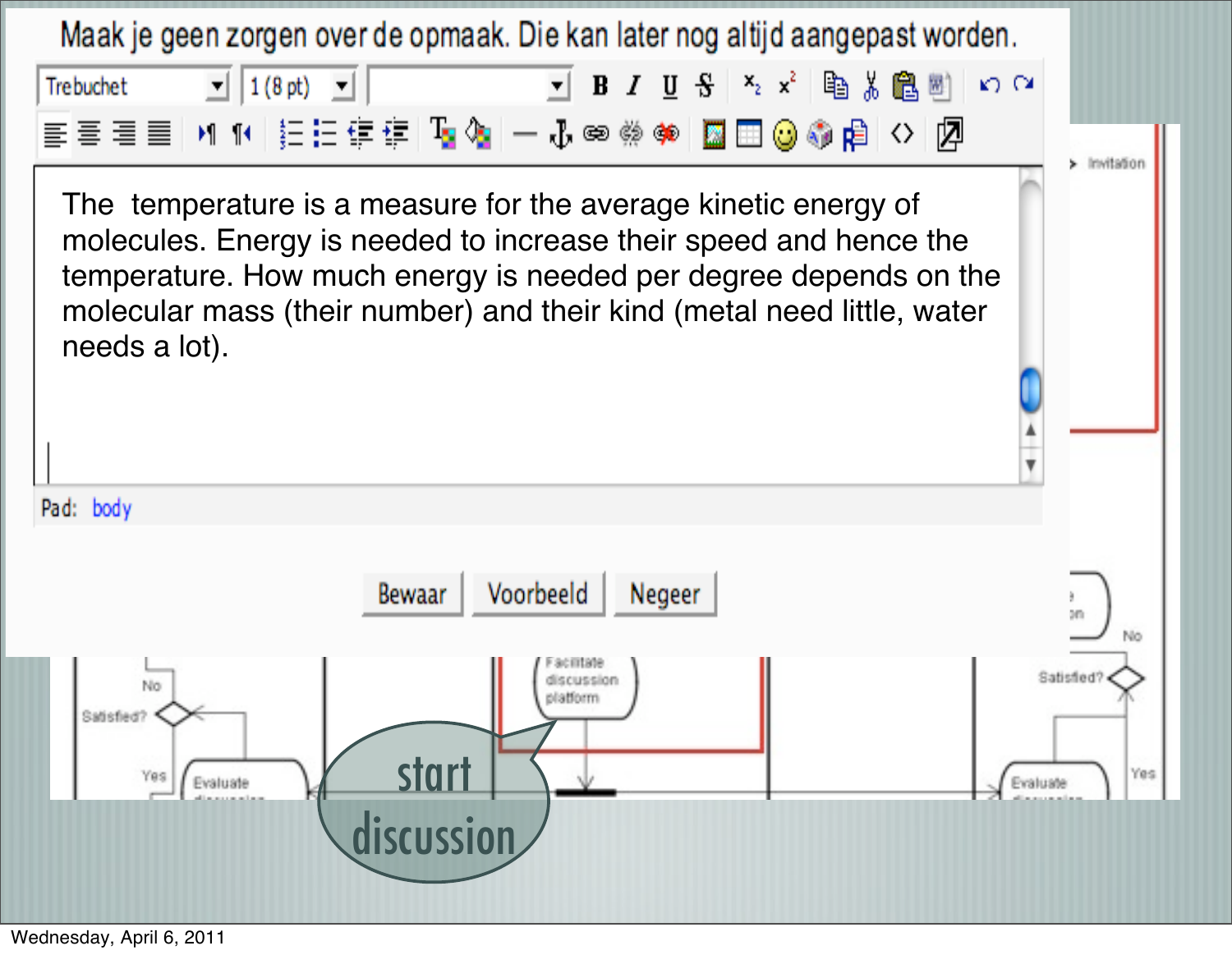Maak je geen zorgen over de opmaak. Die kan later nog altijd aangepast worden.

The temperature is a measure for the average kinetic energy of molecules. Energy is needed to increase their speed and hence the temperature. How much energy is needed per degree depends on the molecular mass (their number) and their kind (metal need little, water needs a lot).

Pad: body

Bewaar | Voorbeeld | Negeer

start discussion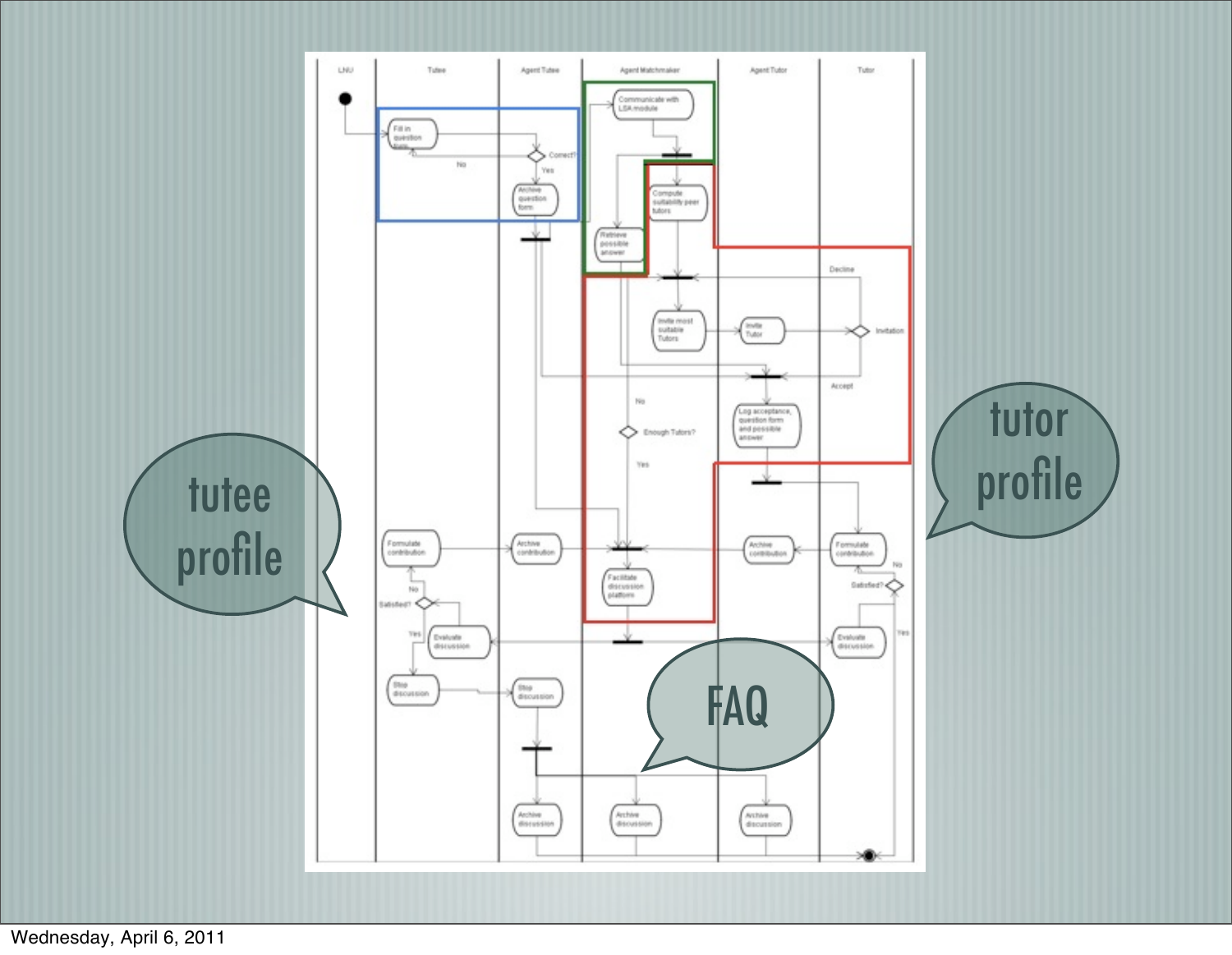tutee profile

tutor profile

FAQ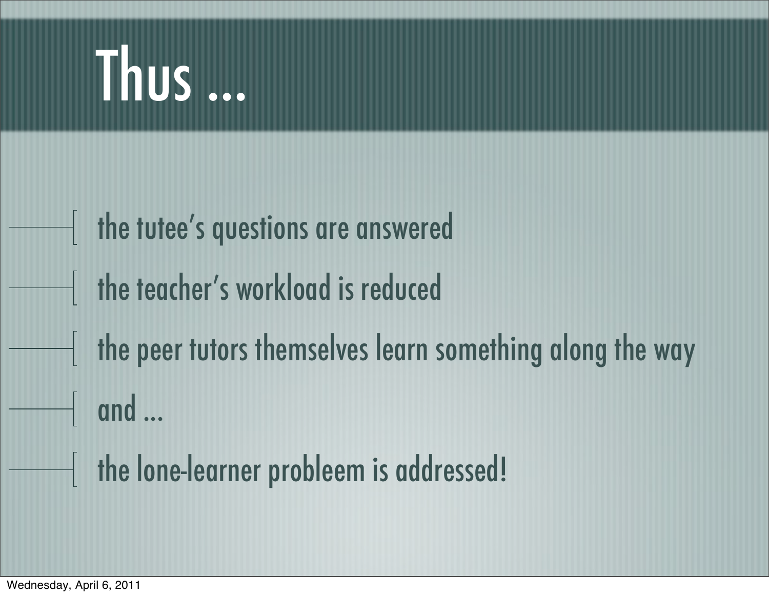# Thus ...

- the tutee's questions are answered
- the teacher's workload is reduced
- the peer tutors themselves learn something along the way
- and ...
- the lone-learner probleem is addressed!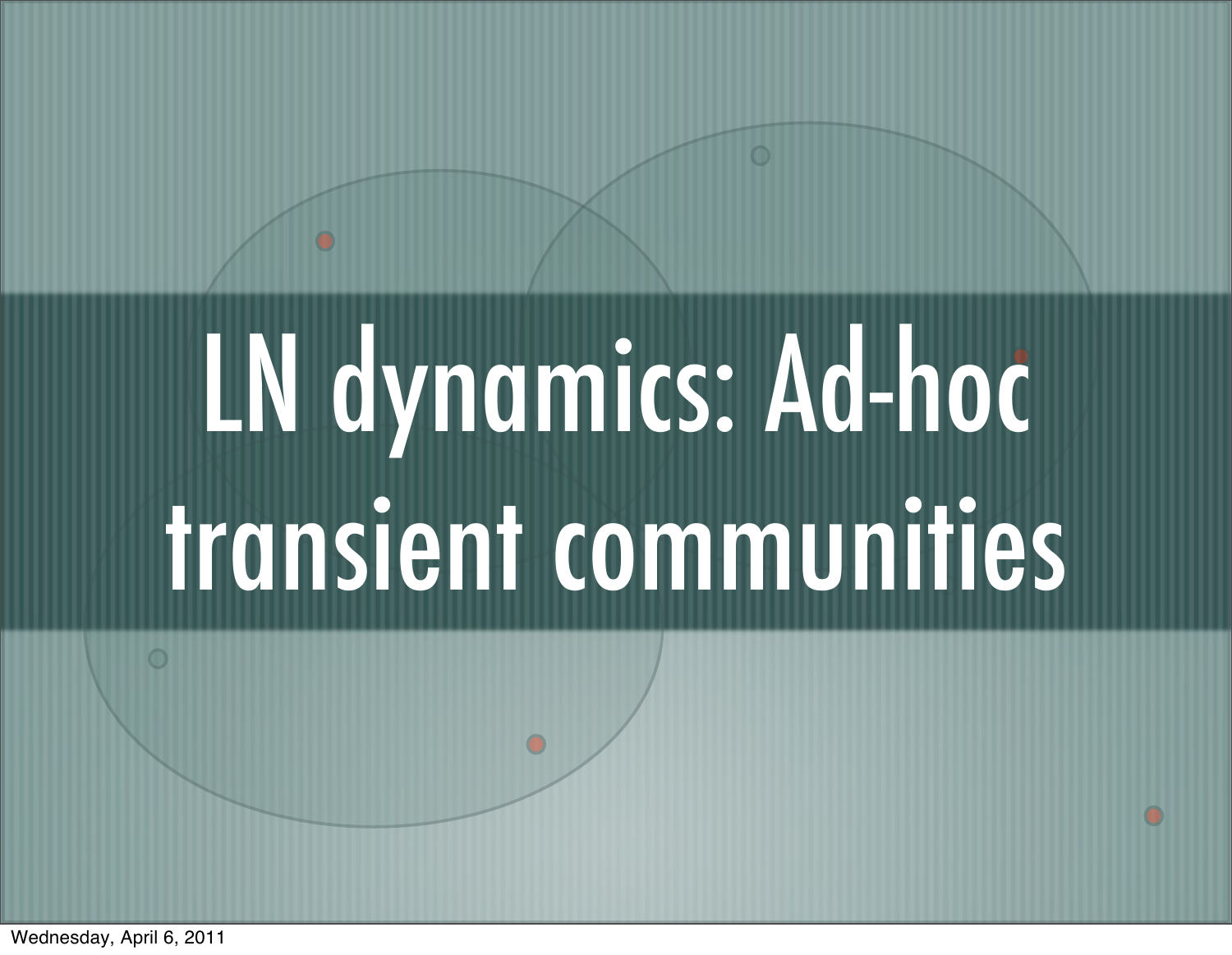# LN dynamics: Ad-hoc transient communities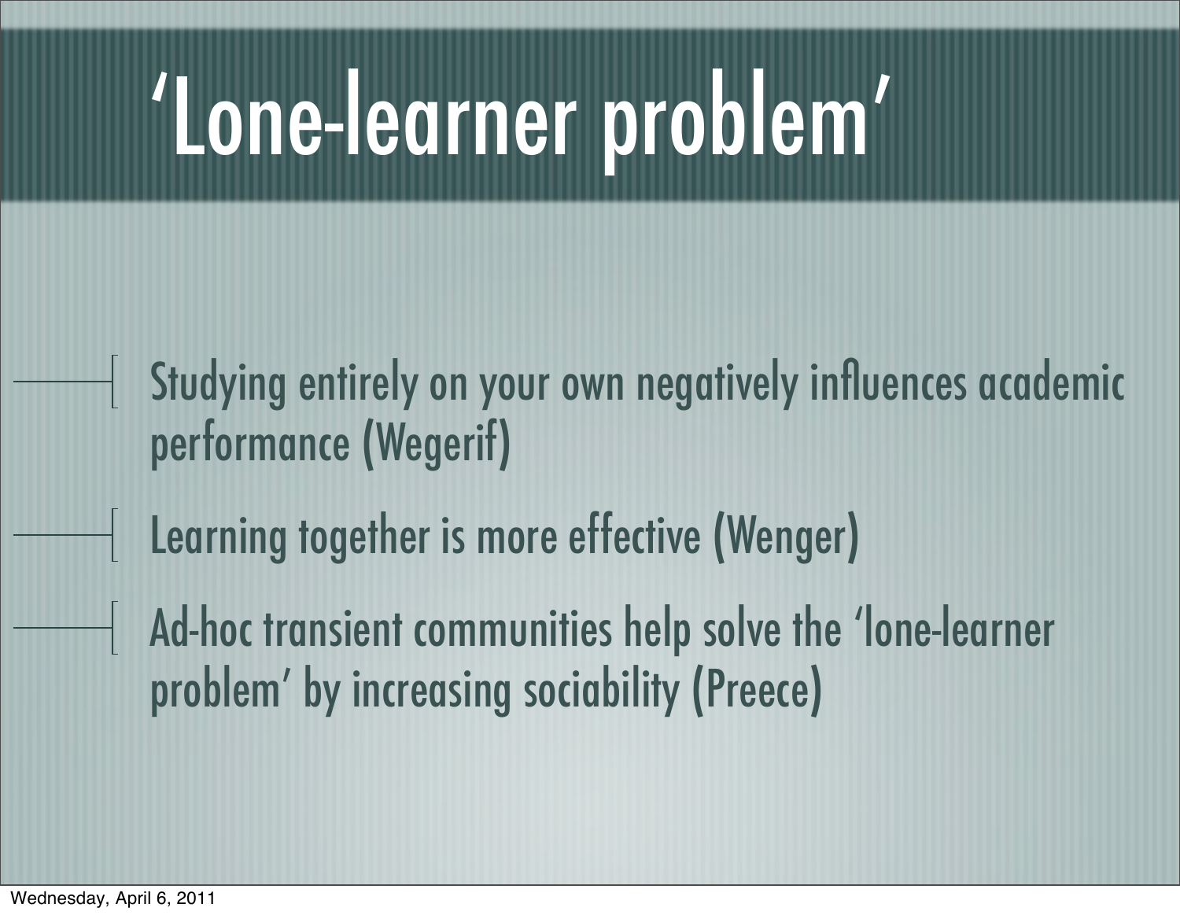# ‘Lone-learner problem’

- Studying entirely on your own negatively influences academic performance (Wegerif)
- Learning together is more effective (Wenger)
- Ad-hoc transient communities help solve the ‘lone-learner problem’ by increasing sociability (Preece)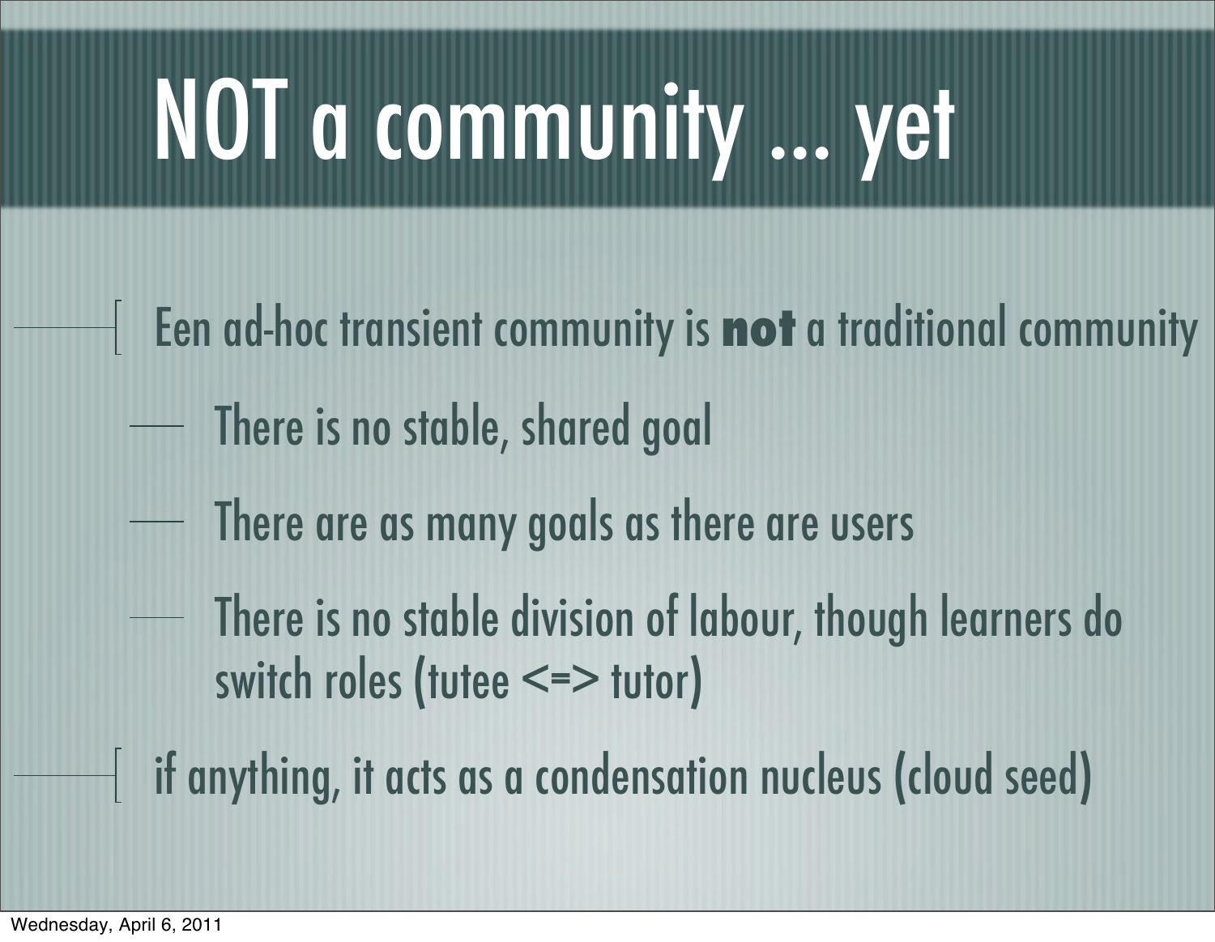# NOT a community ... yet

- Een ad-hoc transient community is **not** a traditional community
  - There is no stable, shared goal
  - There are as many goals as there are users
  - There is no stable division of labour, though learners do switch roles (tutee <=> tutor)
- if anything, it acts as a condensation nucleus (cloud seed)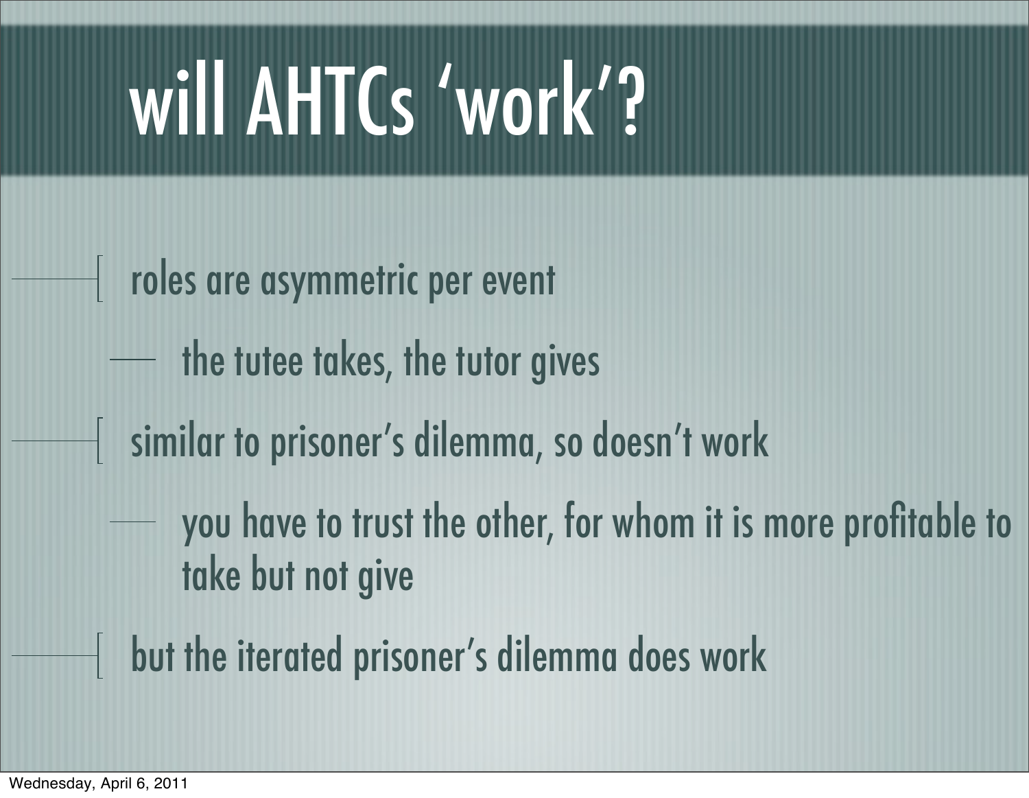# will AHTCs ‘work’?

- roles are asymmetric per event
  - the tutee takes, the tutor gives
- similar to prisoner’s dilemma, so doesn’t work
  - you have to trust the other, for whom it is more profitable to take but not give
- but the iterated prisoner’s dilemma does work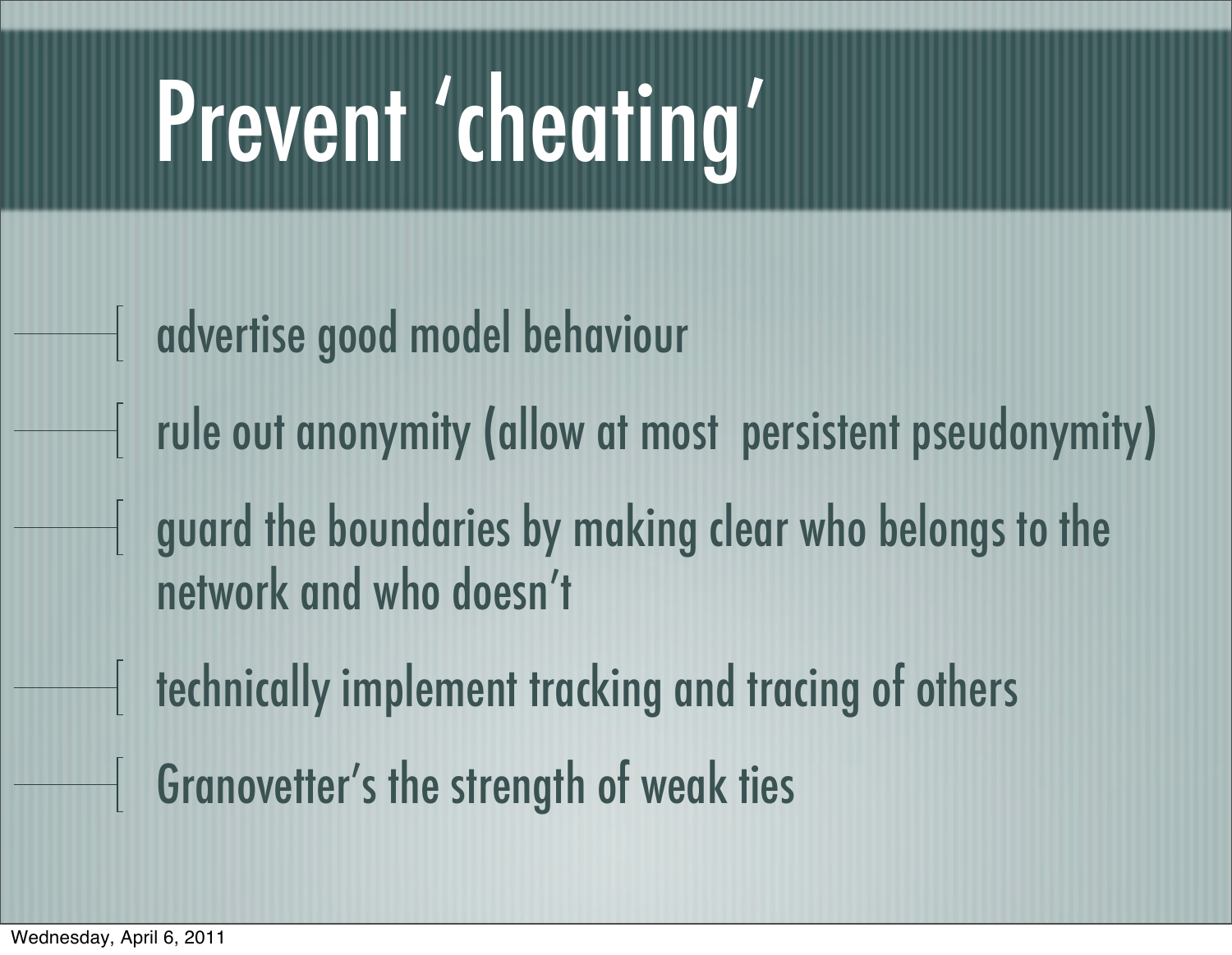# Prevent ‘cheating’

- advertise good model behaviour
- rule out anonymity (allow at most persistent pseudonymity)
- guard the boundaries by making clear who belongs to the network and who doesn’t
- technically implement tracking and tracing of others
- Granovetter’s the strength of weak ties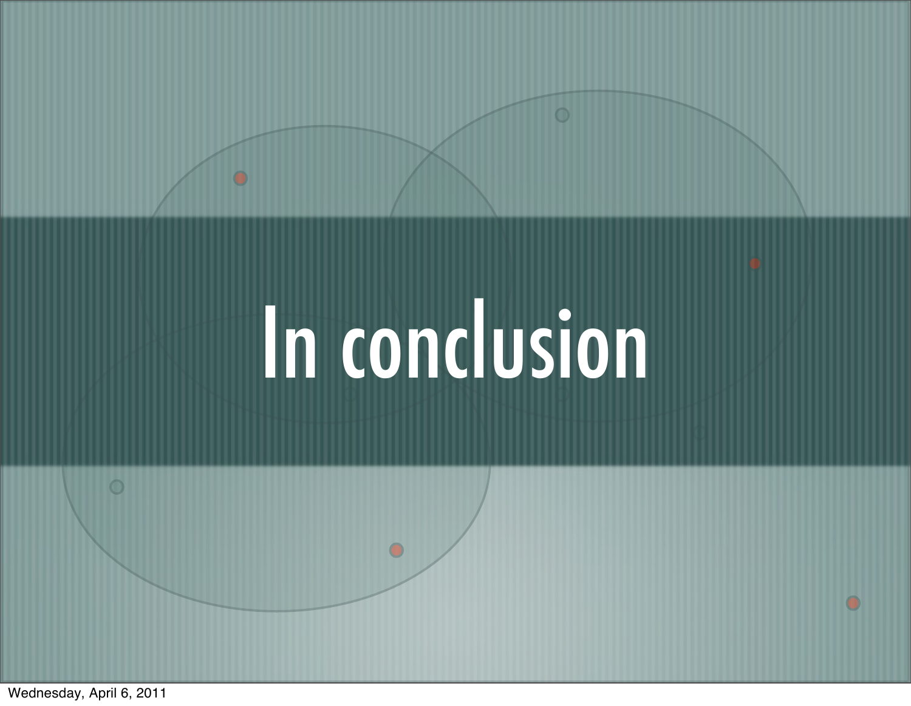# In conclusion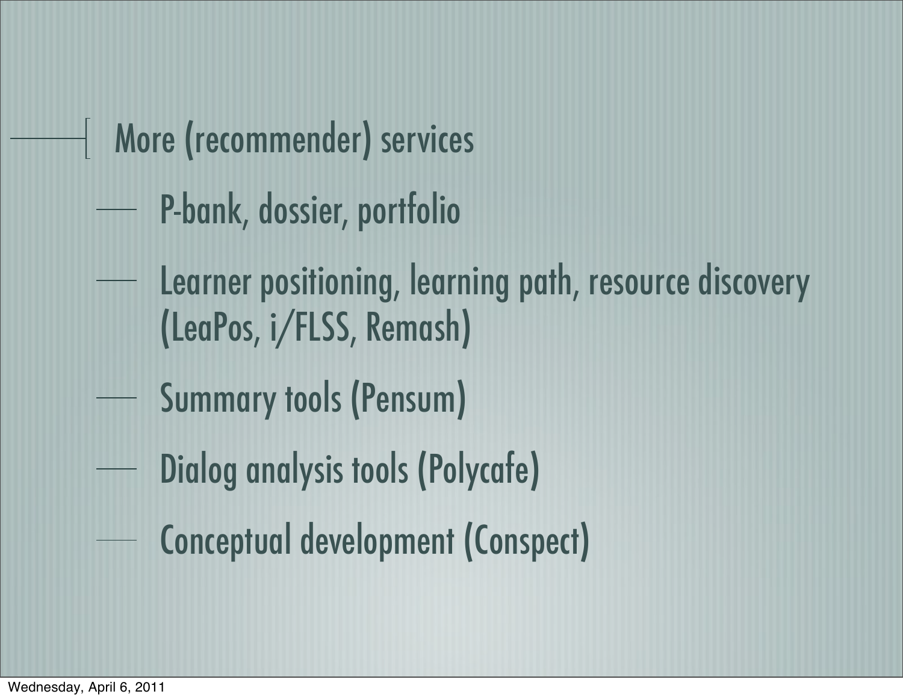- More (recommender) services
  - P-bank, dossier, portfolio
  - Learner positioning, learning path, resource discovery (LeaPos, i/FLSS, Remash)
  - Summary tools (Pensum)
  - Dialog analysis tools (Polycafe)
  - Conceptual development (Conspect)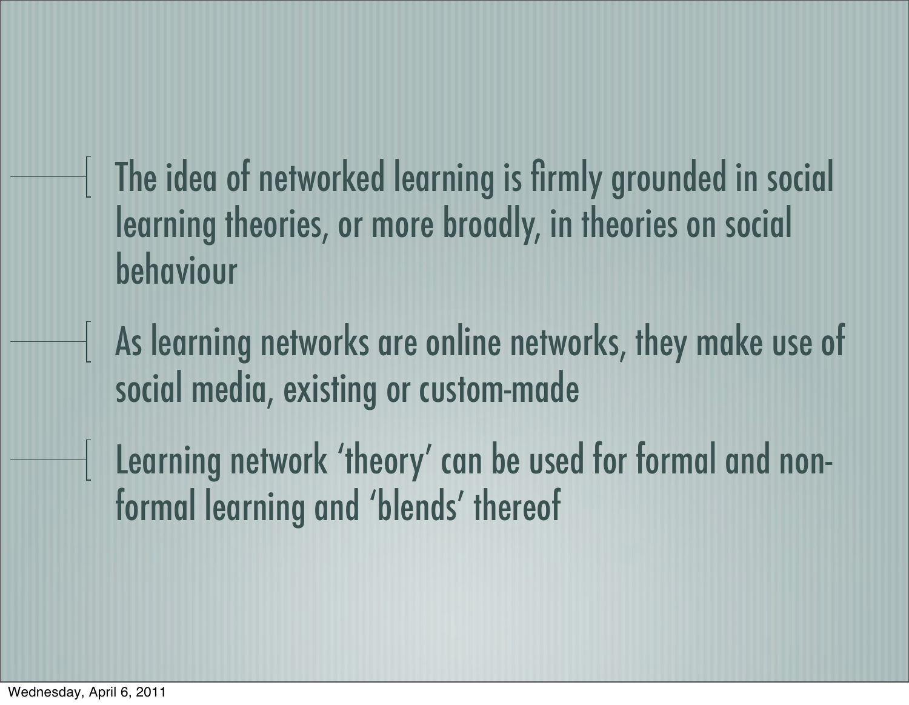- The idea of networked learning is firmly grounded in social learning theories, or more broadly, in theories on social behaviour
- As learning networks are online networks, they make use of social media, existing or custom-made
- Learning network 'theory' can be used for formal and non-formal learning and 'blends' thereof